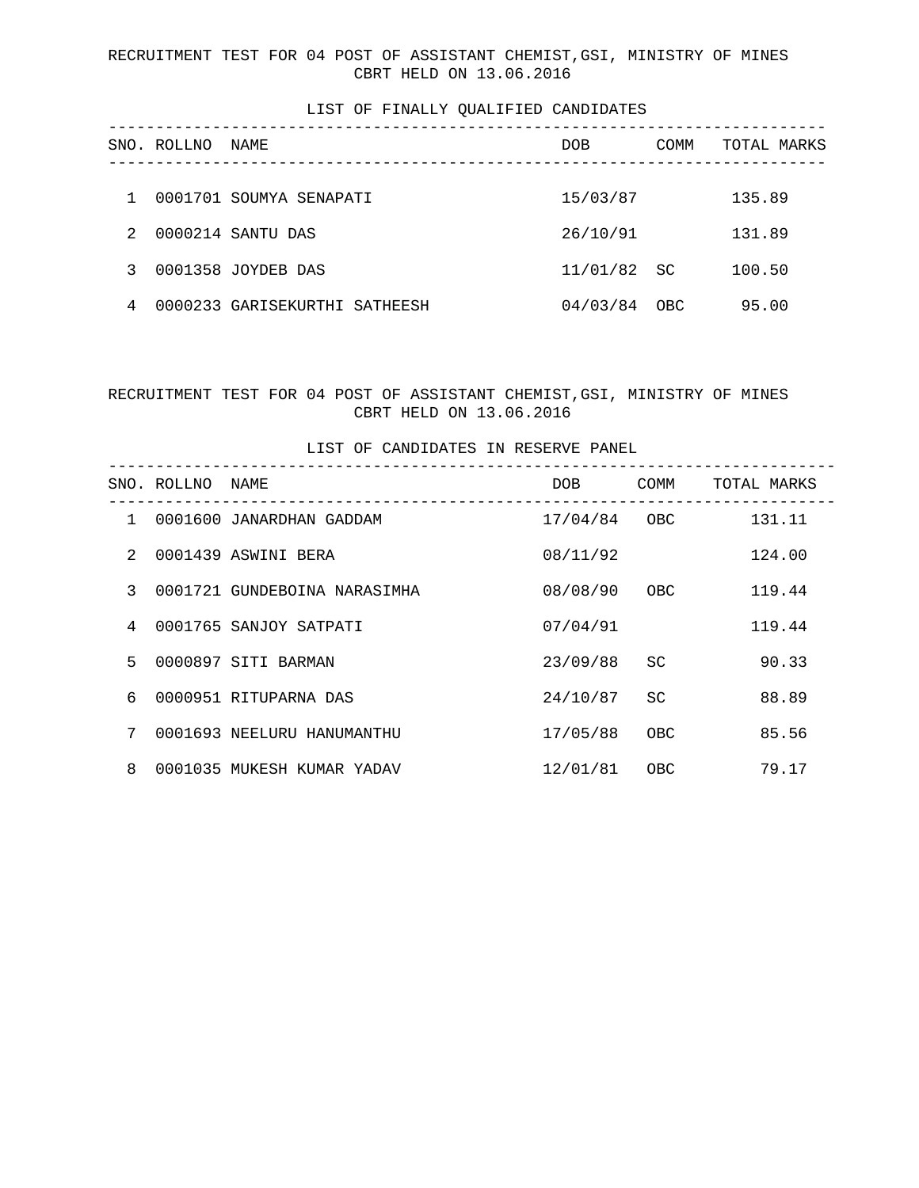RECRUITMENT TEST FOR 04 POST OF ASSISTANT CHEMIST,GSI, MINISTRY OF MINES
CBRT HELD ON 13.06.2016

LIST OF FINALLY QUALIFIED CANDIDATES

| SNO. | ROLLNO | NAME | DOB | COMM | TOTAL MARKS |
|---|---|---|---|---|---|
| 1 | 0001701 | SOUMYA SENAPATI | 15/03/87 | | 135.89 |
| 2 | 0000214 | SANTU DAS | 26/10/91 | | 131.89 |
| 3 | 0001358 | JOYDEB DAS | 11/01/82 | SC | 100.50 |
| 4 | 0000233 | GARISEKURTHI SATHEESH | 04/03/84 | OBC | 95.00 |

RECRUITMENT TEST FOR 04 POST OF ASSISTANT CHEMIST,GSI, MINISTRY OF MINES
CBRT HELD ON 13.06.2016

LIST OF CANDIDATES IN RESERVE PANEL

| SNO. | ROLLNO | NAME | DOB | COMM | TOTAL MARKS |
|---|---|---|---|---|---|
| 1 | 0001600 | JANARDHAN GADDAM | 17/04/84 | OBC | 131.11 |
| 2 | 0001439 | ASWINI BERA | 08/11/92 | | 124.00 |
| 3 | 0001721 | GUNDEBOINA NARASIMHA | 08/08/90 | OBC | 119.44 |
| 4 | 0001765 | SANJOY SATPATI | 07/04/91 | | 119.44 |
| 5 | 0000897 | SITI BARMAN | 23/09/88 | SC | 90.33 |
| 6 | 0000951 | RITUPARNA DAS | 24/10/87 | SC | 88.89 |
| 7 | 0001693 | NEELURU HANUMANTHU | 17/05/88 | OBC | 85.56 |
| 8 | 0001035 | MUKESH KUMAR YADAV | 12/01/81 | OBC | 79.17 |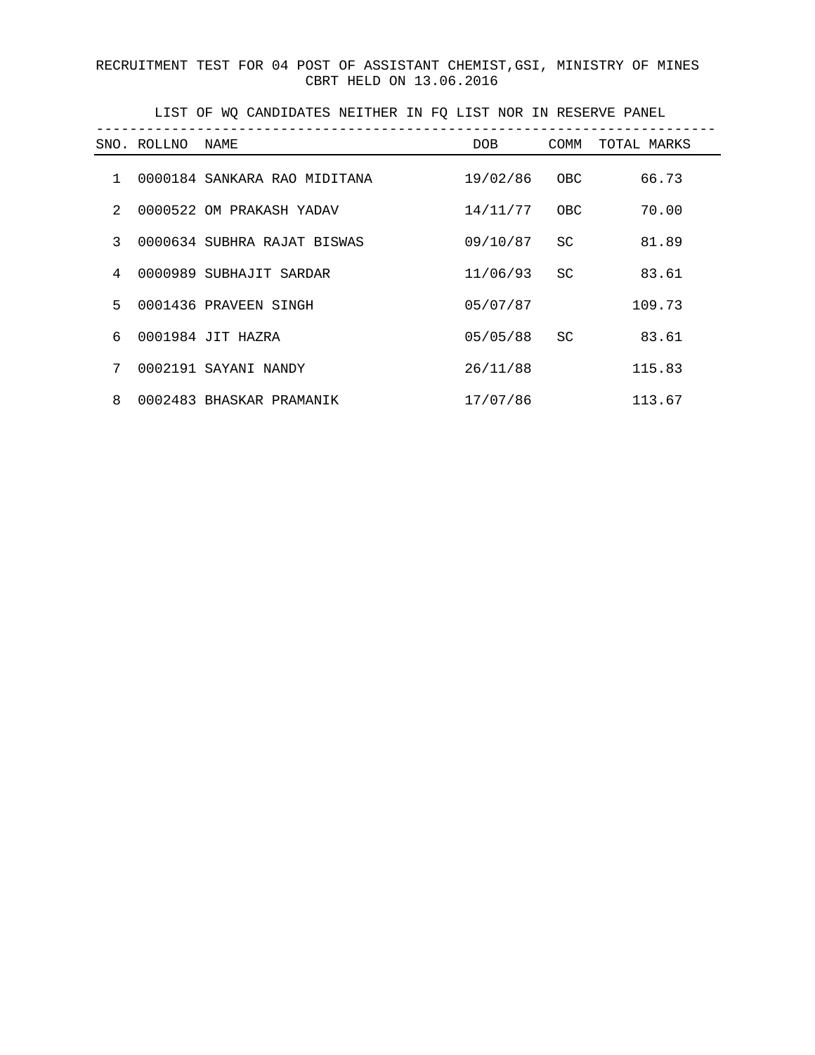RECRUITMENT TEST FOR 04 POST OF ASSISTANT CHEMIST,GSI, MINISTRY OF MINES
CBRT HELD ON 13.06.2016

LIST OF WQ CANDIDATES NEITHER IN FQ LIST NOR IN RESERVE PANEL

| SNO. | ROLLNO | NAME | DOB | COMM | TOTAL MARKS |
|---|---|---|---|---|---|
| 1 | 0000184 | SANKARA RAO MIDITANA | 19/02/86 | OBC | 66.73 |
| 2 | 0000522 | OM PRAKASH YADAV | 14/11/77 | OBC | 70.00 |
| 3 | 0000634 | SUBHRA RAJAT BISWAS | 09/10/87 | SC | 81.89 |
| 4 | 0000989 | SUBHAJIT SARDAR | 11/06/93 | SC | 83.61 |
| 5 | 0001436 | PRAVEEN SINGH | 05/07/87 | | 109.73 |
| 6 | 0001984 | JIT HAZRA | 05/05/88 | SC | 83.61 |
| 7 | 0002191 | SAYANI NANDY | 26/11/88 | | 115.83 |
| 8 | 0002483 | BHASKAR PRAMANIK | 17/07/86 | | 113.67 |